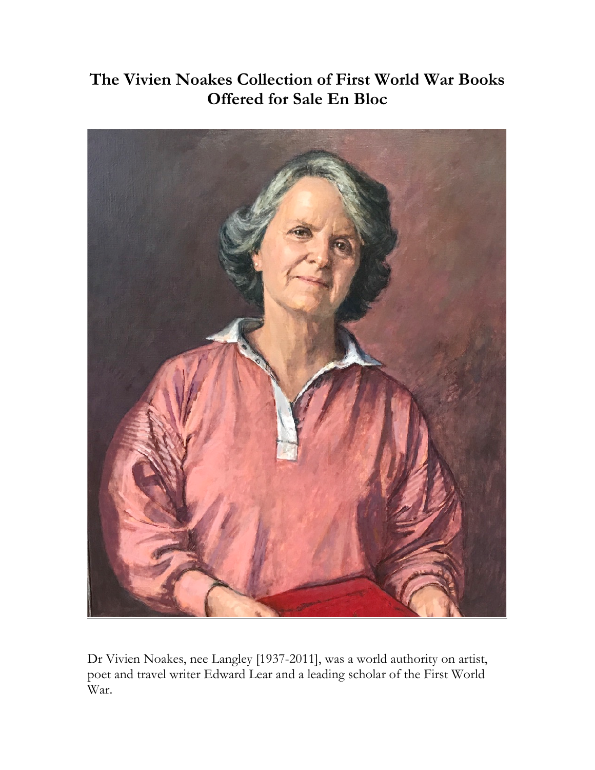# The Vivien Noakes Collection of First World War Books Offered for Sale En Bloc

Dr Vivien Noakes, nee Langley [1937-2011], was a world authority on artist, poet and travel writer Edward Lear and a leading scholar of the First World War.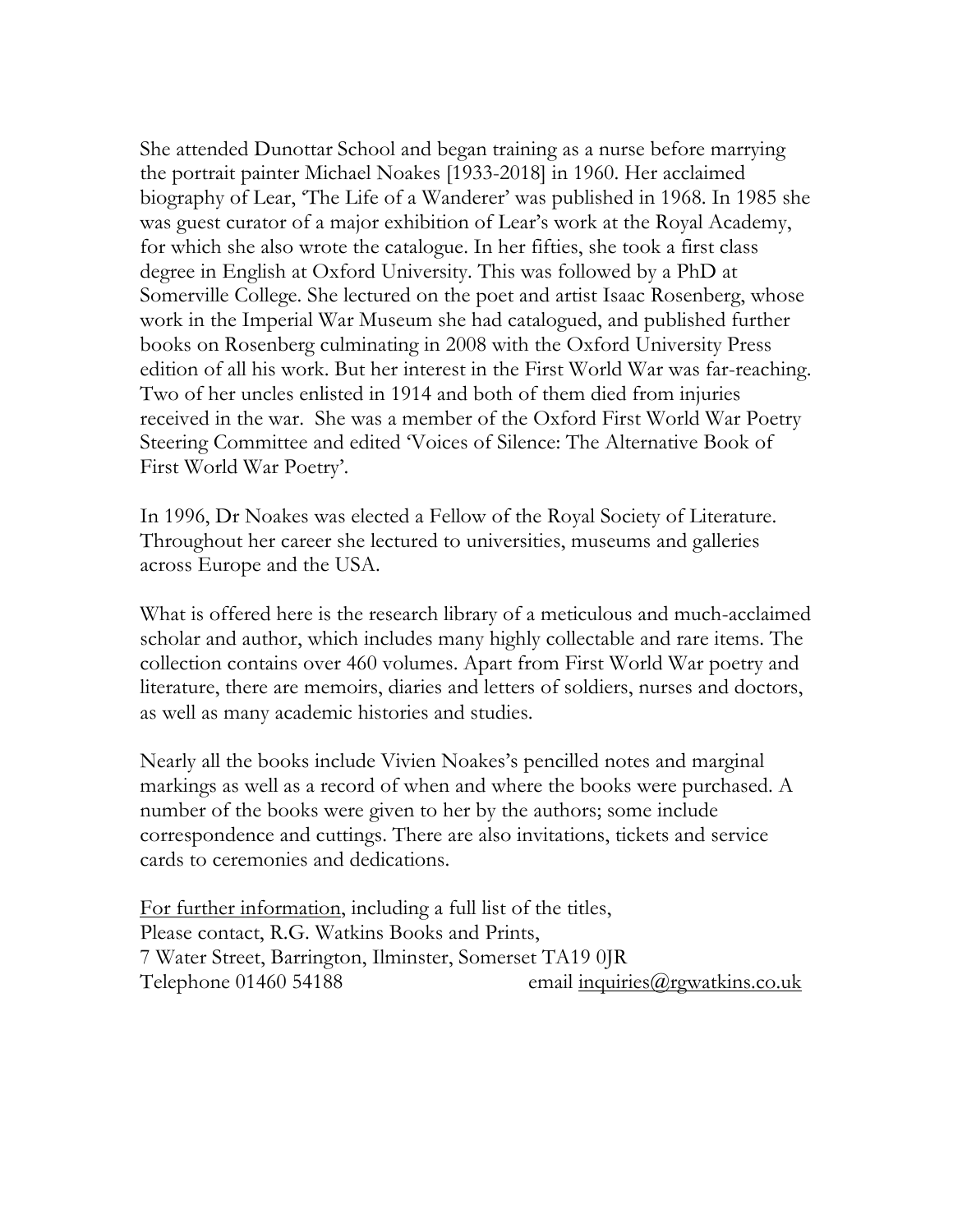She attended Dunottar School and began training as a nurse before marrying the portrait painter Michael Noakes [1933-2018] in 1960. Her acclaimed biography of Lear, 'The Life of a Wanderer' was published in 1968. In 1985 she was guest curator of a major exhibition of Lear's work at the Royal Academy, for which she also wrote the catalogue. In her fifties, she took a first class degree in English at Oxford University. This was followed by a PhD at Somerville College. She lectured on the poet and artist Isaac Rosenberg, whose work in the Imperial War Museum she had catalogued, and published further books on Rosenberg culminating in 2008 with the Oxford University Press edition of all his work. But her interest in the First World War was far-reaching. Two of her uncles enlisted in 1914 and both of them died from injuries received in the war. She was a member of the Oxford First World War Poetry Steering Committee and edited 'Voices of Silence: The Alternative Book of First World War Poetry'.

In 1996, Dr Noakes was elected a Fellow of the Royal Society of Literature. Throughout her career she lectured to universities, museums and galleries across Europe and the USA.

What is offered here is the research library of a meticulous and much-acclaimed scholar and author, which includes many highly collectable and rare items. The collection contains over 460 volumes. Apart from First World War poetry and literature, there are memoirs, diaries and letters of soldiers, nurses and doctors, as well as many academic histories and studies.

Nearly all the books include Vivien Noakes's pencilled notes and marginal markings as well as a record of when and where the books were purchased. A number of the books were given to her by the authors; some include correspondence and cuttings. There are also invitations, tickets and service cards to ceremonies and dedications.

For further information, including a full list of the titles,
Please contact, R.G. Watkins Books and Prints,
7 Water Street, Barrington, Ilminster, Somerset TA19 0JR
Telephone 01460 54188 email inquiries@rgwatkins.co.uk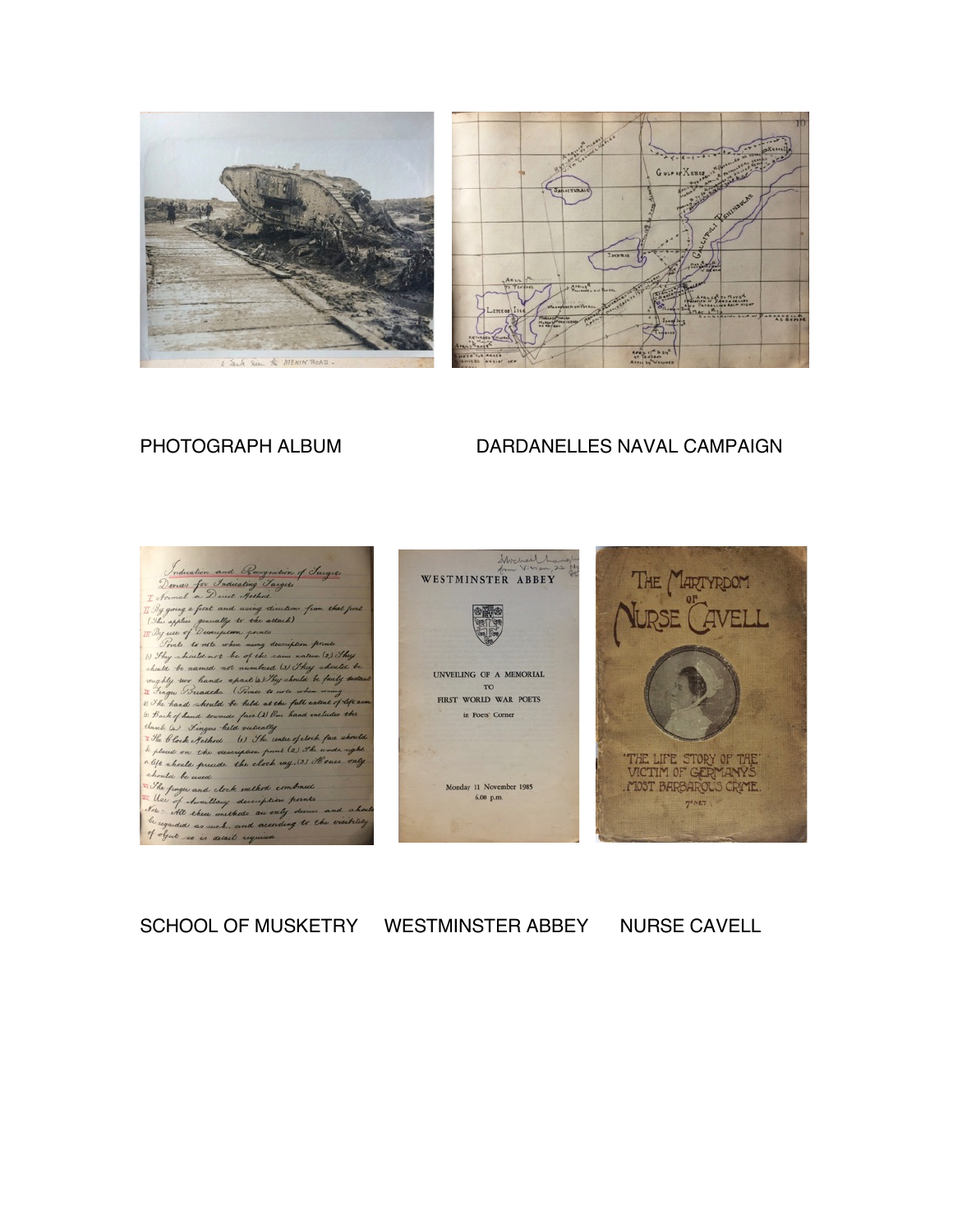PHOTOGRAPH ALBUM

DARDANELLES NAVAL CAMPAIGN

SCHOOL OF MUSKETRY

WESTMINSTER ABBEY

NURSE CAVELL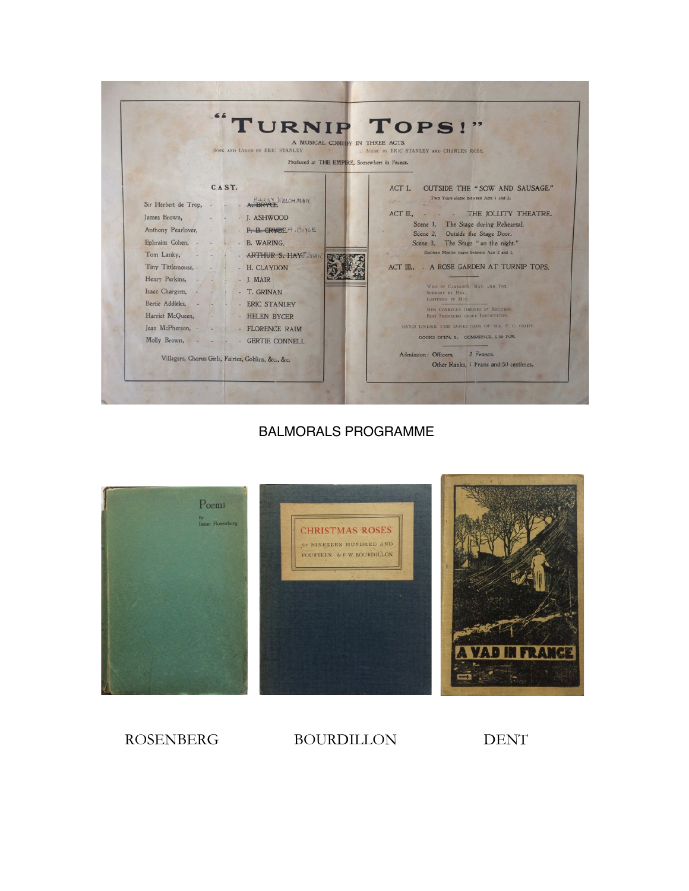# "TURNIP TOPS!"

A MUSICAL COMEDY IN THREE ACTS.

BOOK AND LYRICS BY ERIC STANLEY — MUSIC BY ERIC STANLEY AND CHARLES ROSS.

Produced at THE EMPIRE, Somewhere in France.

**CAST.**

| | |
|---|---|
| Sir Herbert de Trop, | ~~A. BRYCE~~ HARRY WELCHMAN |
| James Brown, | J. ASHWOOD |
| Anthony Pearlover, | ~~P. B. CRYBE~~ A. BRYCE |
| Ephraim Cohen, | B. WARING |
| Tom Lanky, | ~~ARTHUR S. HAY~~ SHAW |
| Tiny Tittlemouse, | H. CLAYDON |
| Henry Perkins, | J. MAIR |
| Isaac Chargem, | T. GRINAN |
| Bertie Addicks, | ERIC STANLEY |
| Harriet McQueen, | HELEN BYCER |
| Jean McPherson, | FLORENCE RAIM |
| Molly Brown, | GERTIE CONNELL |

Villagers, Chorus Girls, Fairies, Goblins, &c., &c.

ACT I. OUTSIDE THE "SOW AND SAUSAGE."

Two Years elapse between Acts 1 and 2.

ACT II. THE JOLLITY THEATRE.

Scene 1. The Stage during Rehearsal.
Scene 2. Outside the Stage Door.
Scene 3. The Stage "on the night."

Eighteen Months elapse between Acts 2 and 3.

ACT III. A ROSE GARDEN AT TURNIP TOPS.

WIGS BY CLARKSON, MAY, AND FOX.
SCENERY BY HAY.
COSTUMES BY MAY.

MISS CONNELL'S DRESSES BY REQUEST.
PLAY PRODUCED UNDER DIFFICULTIES.

BAND UNDER THE DIRECTION OF MR. F. C. ODDY.

DOORS OPEN, 5. COMMENCE, 5.30 P.M.

Admission: Officers, 2 Francs.
Other Ranks, 1 Franc and 50 centimes.

BALMORALS PROGRAMME

Poems
By
Isaac Rosenberg

CHRISTMAS ROSES
for NINETEEN HUNDRED AND FOURTEEN · by F. W. BOURDILLON

A V.A.D. IN FRANCE

ROSENBERG — BOURDILLON — DENT